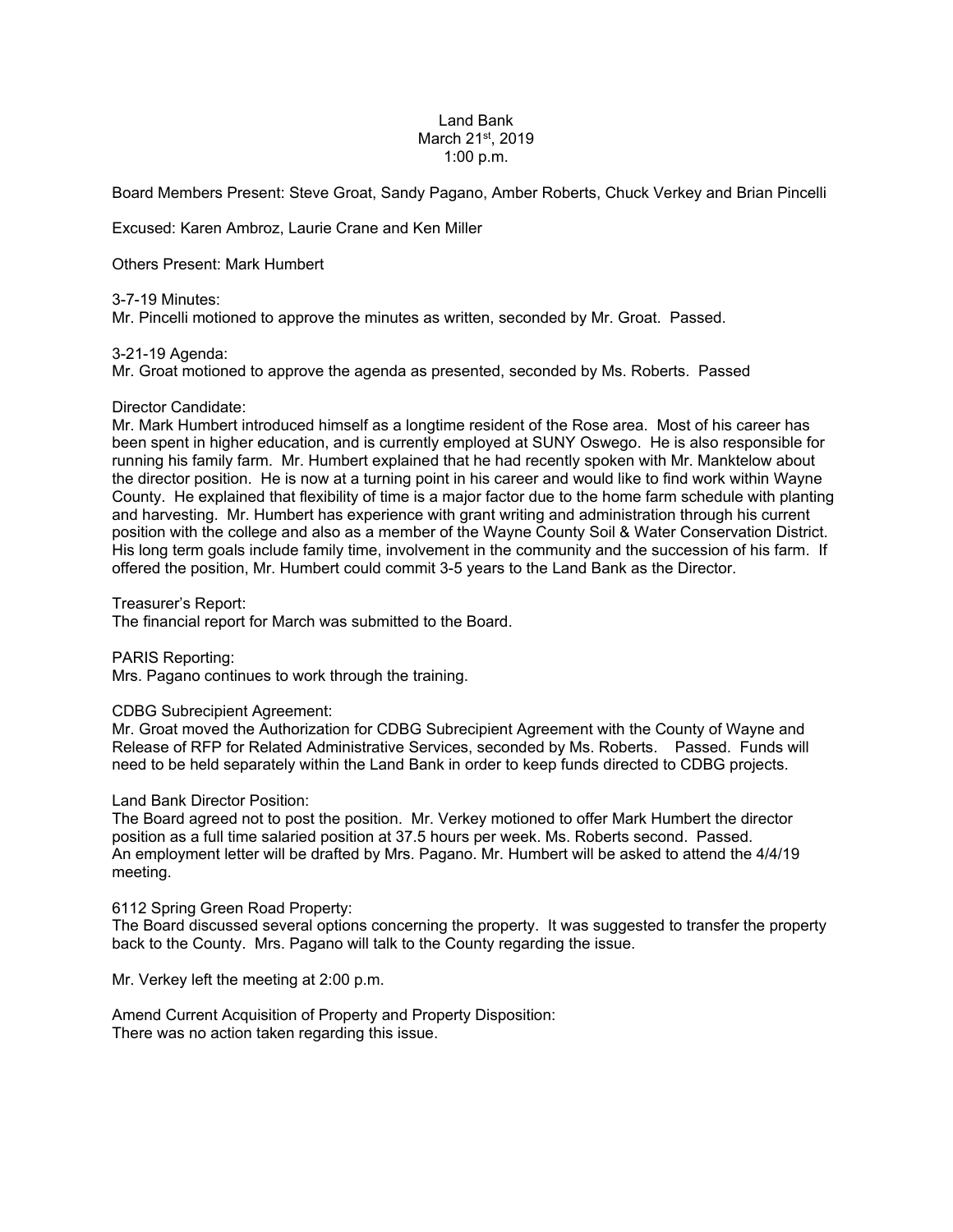# Land Bank
March 21st, 2019
1:00 p.m.

Board Members Present: Steve Groat, Sandy Pagano, Amber Roberts, Chuck Verkey and Brian Pincelli

Excused: Karen Ambroz, Laurie Crane and Ken Miller

Others Present: Mark Humbert

3-7-19 Minutes:
Mr. Pincelli motioned to approve the minutes as written, seconded by Mr. Groat. Passed.

3-21-19 Agenda:
Mr. Groat motioned to approve the agenda as presented, seconded by Ms. Roberts. Passed

Director Candidate:
Mr. Mark Humbert introduced himself as a longtime resident of the Rose area. Most of his career has been spent in higher education, and is currently employed at SUNY Oswego. He is also responsible for running his family farm. Mr. Humbert explained that he had recently spoken with Mr. Manktelow about the director position. He is now at a turning point in his career and would like to find work within Wayne County. He explained that flexibility of time is a major factor due to the home farm schedule with planting and harvesting. Mr. Humbert has experience with grant writing and administration through his current position with the college and also as a member of the Wayne County Soil & Water Conservation District. His long term goals include family time, involvement in the community and the succession of his farm. If offered the position, Mr. Humbert could commit 3-5 years to the Land Bank as the Director.

Treasurer's Report:
The financial report for March was submitted to the Board.

PARIS Reporting:
Mrs. Pagano continues to work through the training.

CDBG Subrecipient Agreement:
Mr. Groat moved the Authorization for CDBG Subrecipient Agreement with the County of Wayne and Release of RFP for Related Administrative Services, seconded by Ms. Roberts. Passed. Funds will need to be held separately within the Land Bank in order to keep funds directed to CDBG projects.

Land Bank Director Position:
The Board agreed not to post the position. Mr. Verkey motioned to offer Mark Humbert the director position as a full time salaried position at 37.5 hours per week. Ms. Roberts second. Passed.
An employment letter will be drafted by Mrs. Pagano. Mr. Humbert will be asked to attend the 4/4/19 meeting.

6112 Spring Green Road Property:
The Board discussed several options concerning the property. It was suggested to transfer the property back to the County. Mrs. Pagano will talk to the County regarding the issue.

Mr. Verkey left the meeting at 2:00 p.m.

Amend Current Acquisition of Property and Property Disposition:
There was no action taken regarding this issue.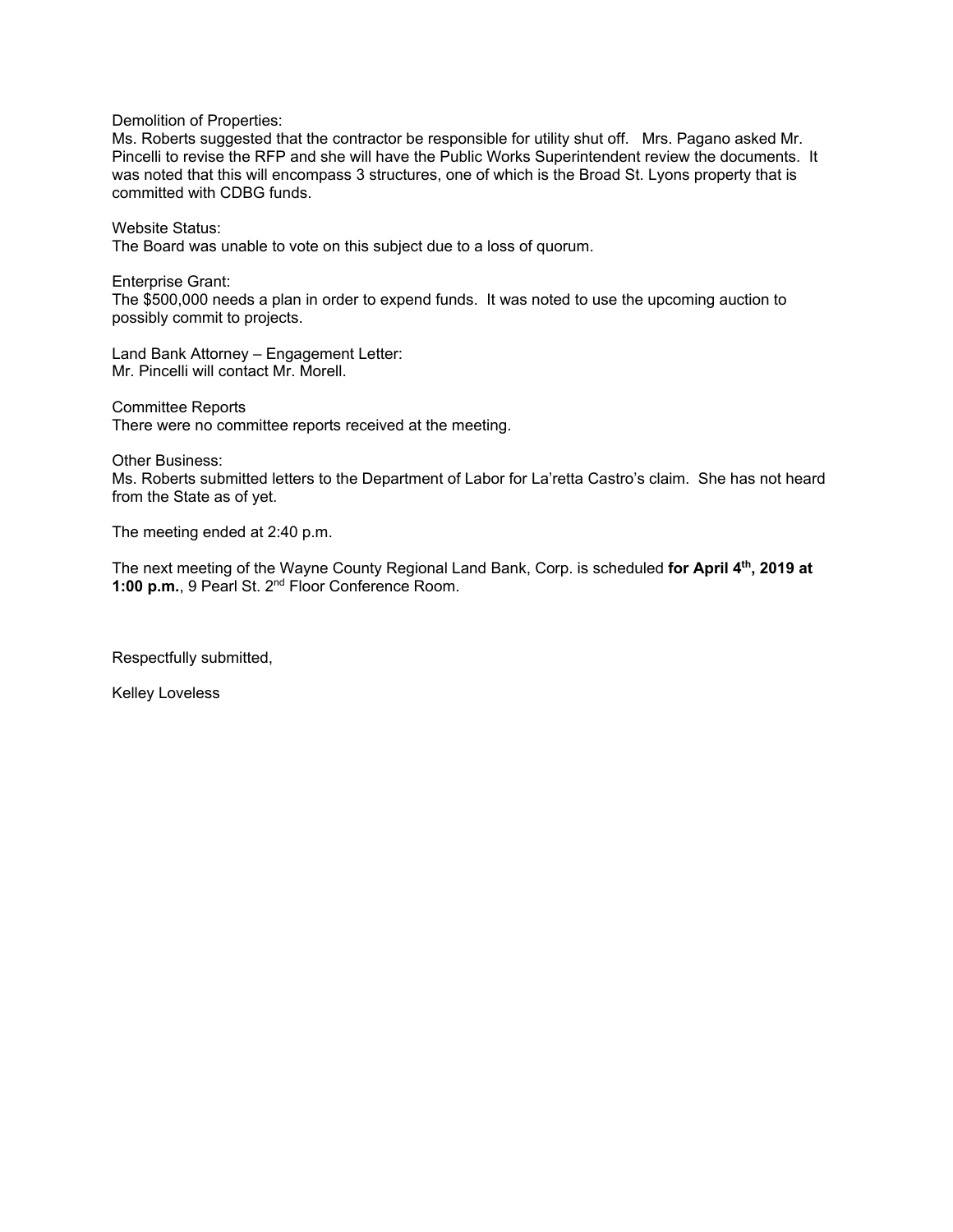Demolition of Properties:
Ms. Roberts suggested that the contractor be responsible for utility shut off. Mrs. Pagano asked Mr. Pincelli to revise the RFP and she will have the Public Works Superintendent review the documents. It was noted that this will encompass 3 structures, one of which is the Broad St. Lyons property that is committed with CDBG funds.

Website Status:
The Board was unable to vote on this subject due to a loss of quorum.

Enterprise Grant:
The $500,000 needs a plan in order to expend funds. It was noted to use the upcoming auction to possibly commit to projects.

Land Bank Attorney – Engagement Letter:
Mr. Pincelli will contact Mr. Morell.

Committee Reports
There were no committee reports received at the meeting.

Other Business:
Ms. Roberts submitted letters to the Department of Labor for La'retta Castro's claim. She has not heard from the State as of yet.

The meeting ended at 2:40 p.m.

The next meeting of the Wayne County Regional Land Bank, Corp. is scheduled **for April 4th, 2019 at 1:00 p.m.**, 9 Pearl St. 2nd Floor Conference Room.

Respectfully submitted,

Kelley Loveless